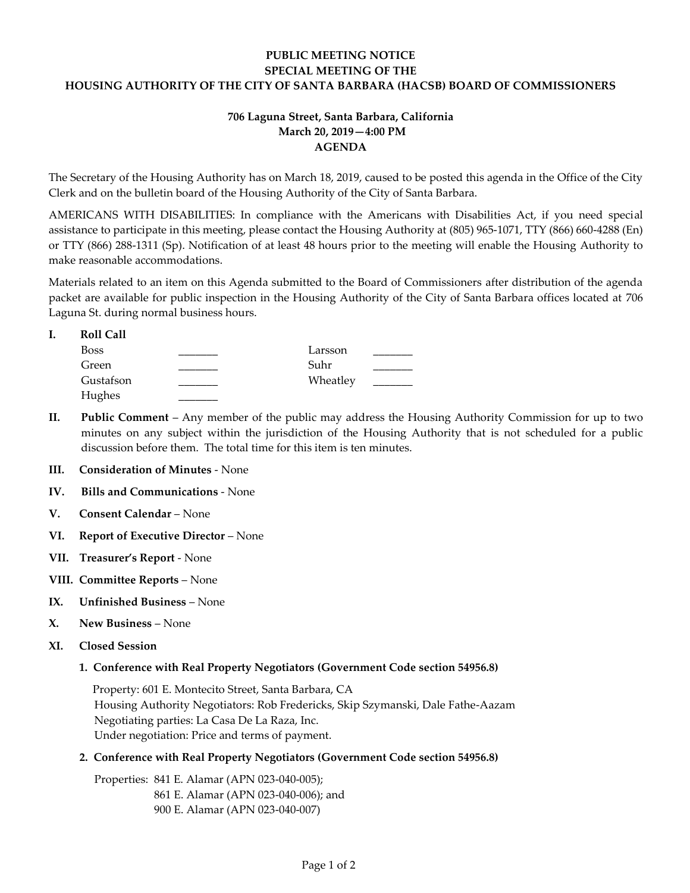# PUBLIC MEETING NOTICE
# SPECIAL MEETING OF THE
# HOUSING AUTHORITY OF THE CITY OF SANTA BARBARA (HACSB) BOARD OF COMMISSIONERS

**706 Laguna Street, Santa Barbara, California**
**March 20, 2019—4:00 PM**
**AGENDA**

The Secretary of the Housing Authority has on March 18, 2019, caused to be posted this agenda in the Office of the City Clerk and on the bulletin board of the Housing Authority of the City of Santa Barbara.

AMERICANS WITH DISABILITIES: In compliance with the Americans with Disabilities Act, if you need special assistance to participate in this meeting, please contact the Housing Authority at (805) 965-1071, TTY (866) 660-4288 (En) or TTY (866) 288-1311 (Sp). Notification of at least 48 hours prior to the meeting will enable the Housing Authority to make reasonable accommodations.

Materials related to an item on this Agenda submitted to the Board of Commissioners after distribution of the agenda packet are available for public inspection in the Housing Authority of the City of Santa Barbara offices located at 706 Laguna St. during normal business hours.

**I. Roll Call**

| | | | |
|---|---|---|---|
| Boss | _______ | Larsson | _______ |
| Green | _______ | Suhr | _______ |
| Gustafson | _______ | Wheatley | _______ |
| Hughes | _______ | | |

**II. Public Comment** – Any member of the public may address the Housing Authority Commission for up to two minutes on any subject within the jurisdiction of the Housing Authority that is not scheduled for a public discussion before them. The total time for this item is ten minutes.

**III. Consideration of Minutes** - None

**IV. Bills and Communications** - None

**V. Consent Calendar** – None

**VI. Report of Executive Director** – None

**VII. Treasurer's Report** - None

**VIII. Committee Reports** – None

**IX. Unfinished Business** – None

**X. New Business** – None

**XI. Closed Session**

**1. Conference with Real Property Negotiators (Government Code section 54956.8)**

Property: 601 E. Montecito Street, Santa Barbara, CA
Housing Authority Negotiators: Rob Fredericks, Skip Szymanski, Dale Fathe-Aazam
Negotiating parties: La Casa De La Raza, Inc.
Under negotiation: Price and terms of payment.

**2. Conference with Real Property Negotiators (Government Code section 54956.8)**

Properties: 841 E. Alamar (APN 023-040-005);
861 E. Alamar (APN 023-040-006); and
900 E. Alamar (APN 023-040-007)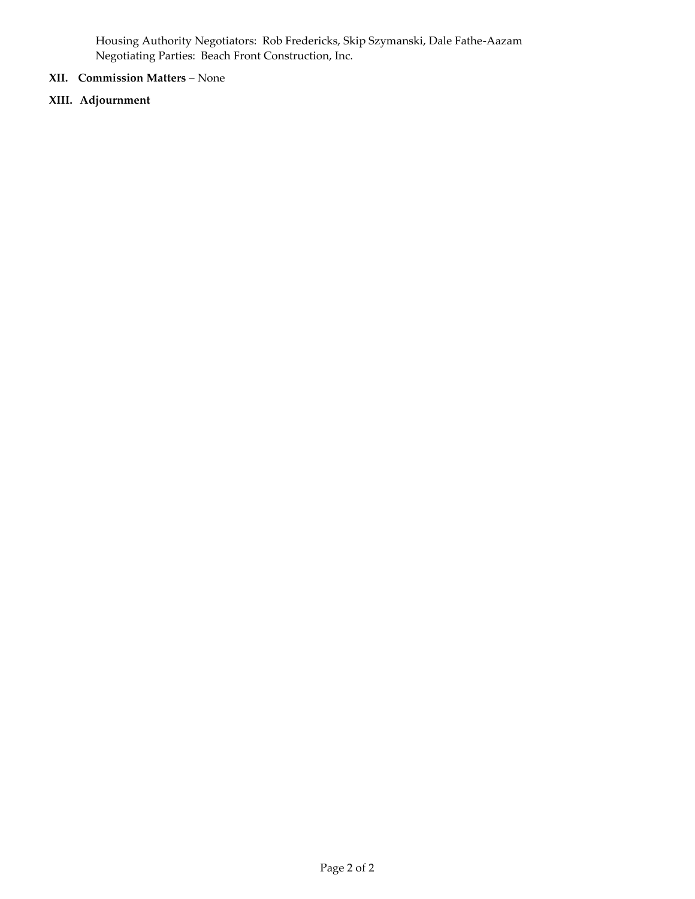Housing Authority Negotiators: Rob Fredericks, Skip Szymanski, Dale Fathe-Aazam
Negotiating Parties: Beach Front Construction, Inc.

**XII. Commission Matters** – None

**XIII. Adjournment**